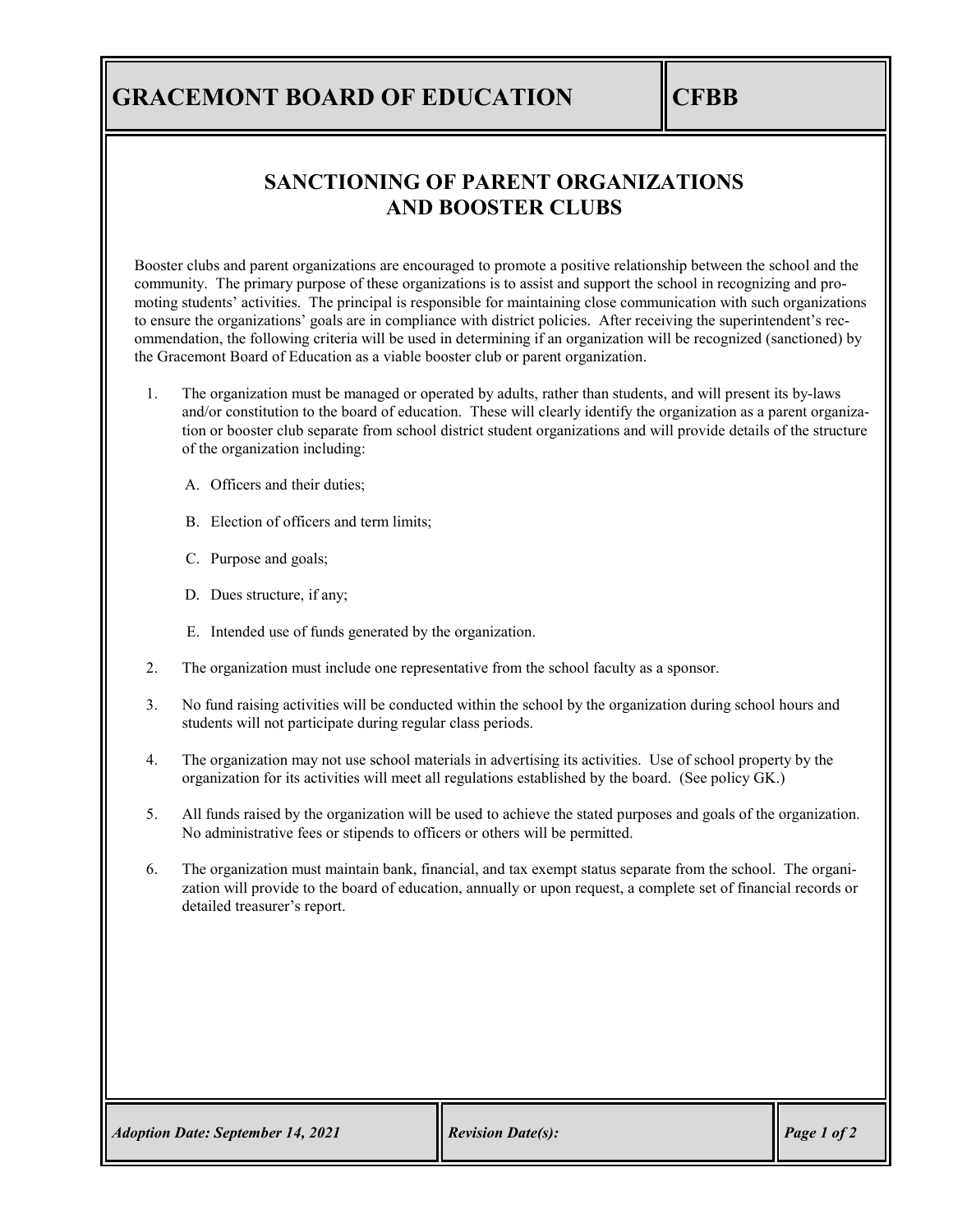# GRACEMONT BOARD OF EDUCATION

# CFBB

## SANCTIONING OF PARENT ORGANIZATIONS AND BOOSTER CLUBS

Booster clubs and parent organizations are encouraged to promote a positive relationship between the school and the community. The primary purpose of these organizations is to assist and support the school in recognizing and promoting students' activities. The principal is responsible for maintaining close communication with such organizations to ensure the organizations' goals are in compliance with district policies. After receiving the superintendent's recommendation, the following criteria will be used in determining if an organization will be recognized (sanctioned) by the Gracemont Board of Education as a viable booster club or parent organization.

1. The organization must be managed or operated by adults, rather than students, and will present its by-laws and/or constitution to the board of education. These will clearly identify the organization as a parent organization or booster club separate from school district student organizations and will provide details of the structure of the organization including:

   A. Officers and their duties;

   B. Election of officers and term limits;

   C. Purpose and goals;

   D. Dues structure, if any;

   E. Intended use of funds generated by the organization.

2. The organization must include one representative from the school faculty as a sponsor.

3. No fund raising activities will be conducted within the school by the organization during school hours and students will not participate during regular class periods.

4. The organization may not use school materials in advertising its activities. Use of school property by the organization for its activities will meet all regulations established by the board. (See policy GK.)

5. All funds raised by the organization will be used to achieve the stated purposes and goals of the organization. No administrative fees or stipends to officers or others will be permitted.

6. The organization must maintain bank, financial, and tax exempt status separate from the school. The organization will provide to the board of education, annually or upon request, a complete set of financial records or detailed treasurer's report.

*Adoption Date: September 14, 2021* | *Revision Date(s):*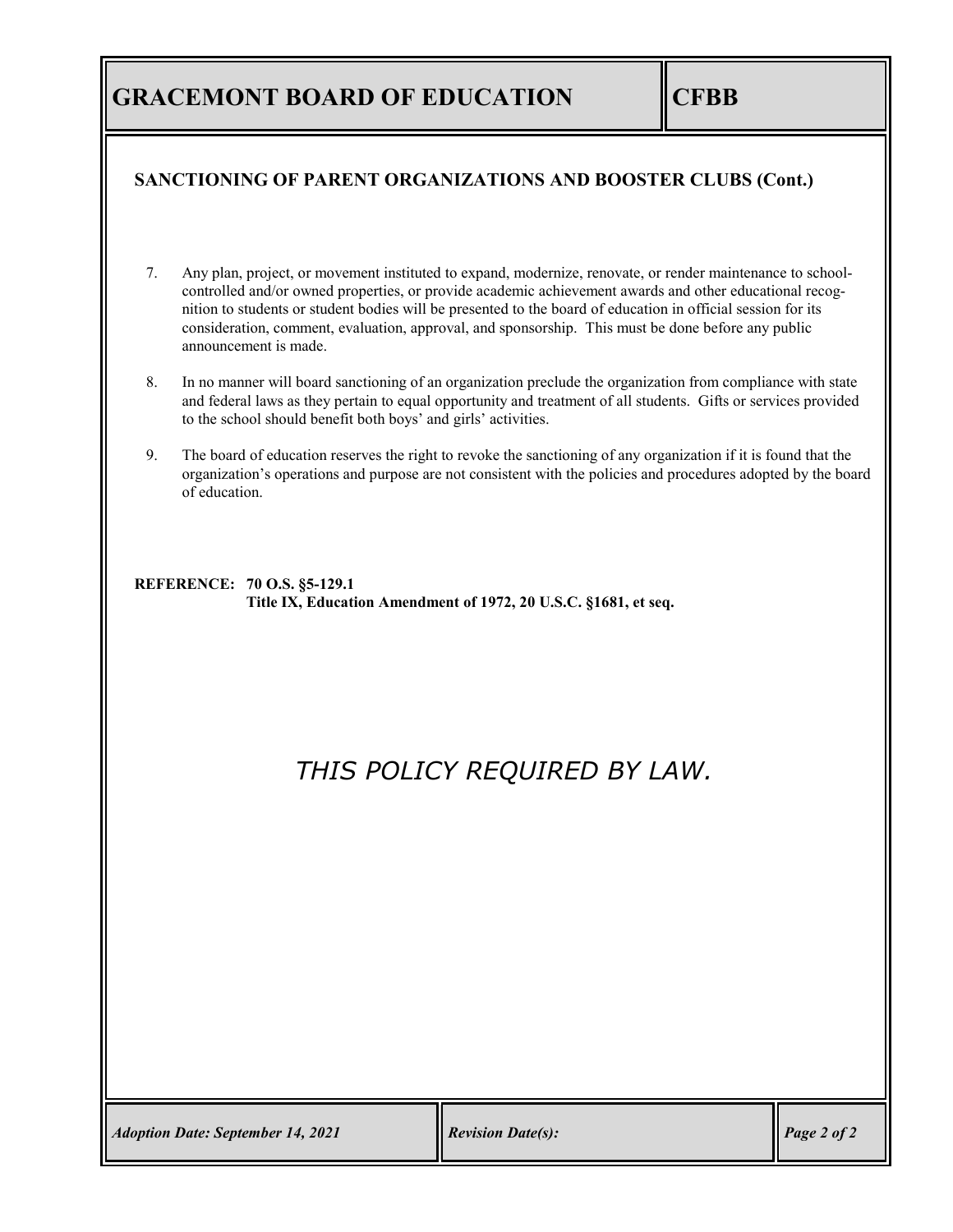## SANCTIONING OF PARENT ORGANIZATIONS AND BOOSTER CLUBS (Cont.)

7. Any plan, project, or movement instituted to expand, modernize, renovate, or render maintenance to school-controlled and/or owned properties, or provide academic achievement awards and other educational recognition to students or student bodies will be presented to the board of education in official session for its consideration, comment, evaluation, approval, and sponsorship. This must be done before any public announcement is made.

8. In no manner will board sanctioning of an organization preclude the organization from compliance with state and federal laws as they pertain to equal opportunity and treatment of all students. Gifts or services provided to the school should benefit both boys' and girls' activities.

9. The board of education reserves the right to revoke the sanctioning of any organization if it is found that the organization's operations and purpose are not consistent with the policies and procedures adopted by the board of education.

**REFERENCE: 70 O.S. §5-129.1**
**Title IX, Education Amendment of 1972, 20 U.S.C. §1681, et seq.**

*THIS POLICY REQUIRED BY LAW.*

*Adoption Date: September 14, 2021* | *Revision Date(s):*